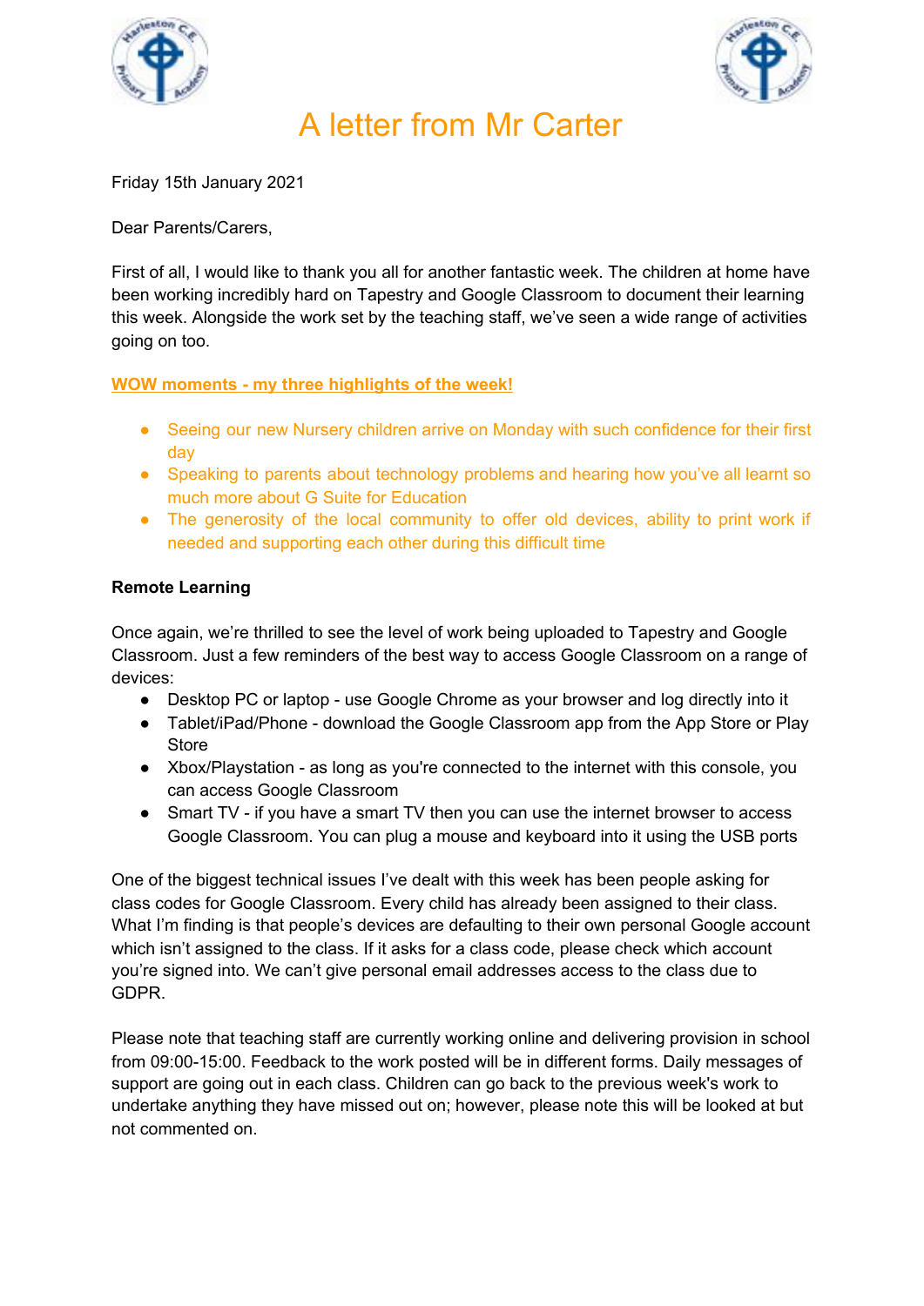# A letter from Mr Carter

Friday 15th January 2021

Dear Parents/Carers,

First of all, I would like to thank you all for another fantastic week. The children at home have been working incredibly hard on Tapestry and Google Classroom to document their learning this week. Alongside the work set by the teaching staff, we've seen a wide range of activities going on too.

**WOW moments - my three highlights of the week!**

- Seeing our new Nursery children arrive on Monday with such confidence for their first day
- Speaking to parents about technology problems and hearing how you've all learnt so much more about G Suite for Education
- The generosity of the local community to offer old devices, ability to print work if needed and supporting each other during this difficult time

**Remote Learning**

Once again, we're thrilled to see the level of work being uploaded to Tapestry and Google Classroom. Just a few reminders of the best way to access Google Classroom on a range of devices:

- Desktop PC or laptop - use Google Chrome as your browser and log directly into it
- Tablet/iPad/Phone - download the Google Classroom app from the App Store or Play Store
- Xbox/Playstation - as long as you're connected to the internet with this console, you can access Google Classroom
- Smart TV - if you have a smart TV then you can use the internet browser to access Google Classroom. You can plug a mouse and keyboard into it using the USB ports

One of the biggest technical issues I've dealt with this week has been people asking for class codes for Google Classroom. Every child has already been assigned to their class. What I'm finding is that people's devices are defaulting to their own personal Google account which isn't assigned to the class. If it asks for a class code, please check which account you're signed into. We can't give personal email addresses access to the class due to GDPR.

Please note that teaching staff are currently working online and delivering provision in school from 09:00-15:00. Feedback to the work posted will be in different forms. Daily messages of support are going out in each class. Children can go back to the previous week's work to undertake anything they have missed out on; however, please note this will be looked at but not commented on.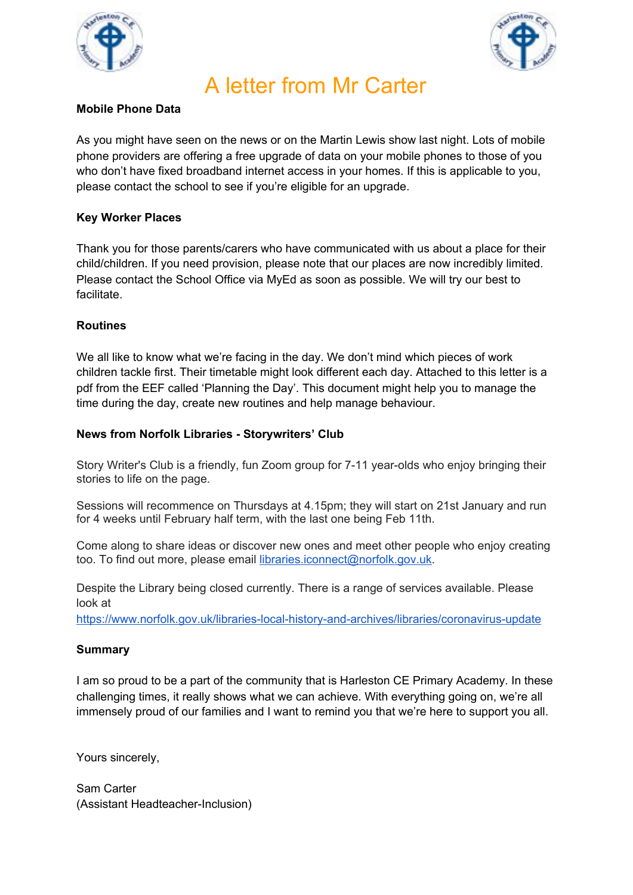# A letter from Mr Carter

**Mobile Phone Data**

As you might have seen on the news or on the Martin Lewis show last night. Lots of mobile phone providers are offering a free upgrade of data on your mobile phones to those of you who don't have fixed broadband internet access in your homes. If this is applicable to you, please contact the school to see if you're eligible for an upgrade.

**Key Worker Places**

Thank you for those parents/carers who have communicated with us about a place for their child/children. If you need provision, please note that our places are now incredibly limited. Please contact the School Office via MyEd as soon as possible. We will try our best to facilitate.

**Routines**

We all like to know what we're facing in the day. We don't mind which pieces of work children tackle first. Their timetable might look different each day. Attached to this letter is a pdf from the EEF called 'Planning the Day'. This document might help you to manage the time during the day, create new routines and help manage behaviour.

**News from Norfolk Libraries - Storywriters' Club**

Story Writer's Club is a friendly, fun Zoom group for 7-11 year-olds who enjoy bringing their stories to life on the page.

Sessions will recommence on Thursdays at 4.15pm; they will start on 21st January and run for 4 weeks until February half term, with the last one being Feb 11th.

Come along to share ideas or discover new ones and meet other people who enjoy creating too. To find out more, please email libraries.iconnect@norfolk.gov.uk.

Despite the Library being closed currently. There is a range of services available. Please look at
https://www.norfolk.gov.uk/libraries-local-history-and-archives/libraries/coronavirus-update

**Summary**

I am so proud to be a part of the community that is Harleston CE Primary Academy. In these challenging times, it really shows what we can achieve. With everything going on, we're all immensely proud of our families and I want to remind you that we're here to support you all.

Yours sincerely,

Sam Carter
(Assistant Headteacher-Inclusion)